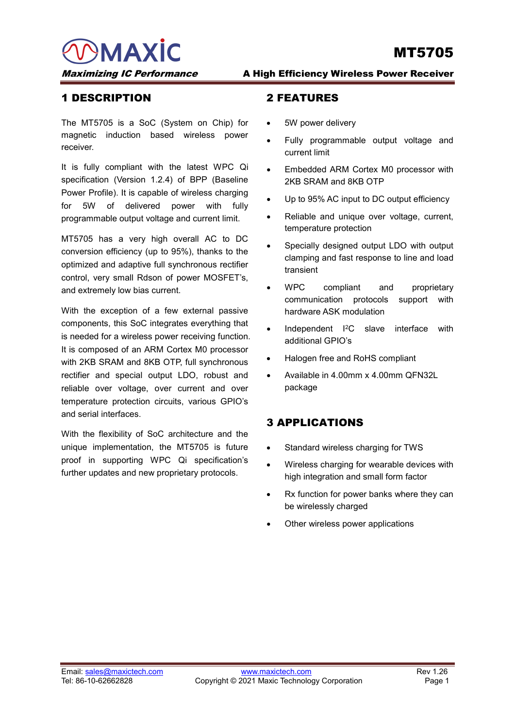# MT5705

**A High Efficiency Wireless Power Receiver**

## 1 DESCRIPTION

The MT5705 is a SoC (System on Chip) for magnetic induction based wireless power receiver.

It is fully compliant with the latest WPC Qi specification (Version 1.2.4) of BPP (Baseline Power Profile). It is capable of wireless charging for 5W of delivered power with fully programmable output voltage and current limit.

MT5705 has a very high overall AC to DC conversion efficiency (up to 95%), thanks to the optimized and adaptive full synchronous rectifier control, very small Rdson of power MOSFET's, and extremely low bias current.

With the exception of a few external passive components, this SoC integrates everything that is needed for a wireless power receiving function. It is composed of an ARM Cortex M0 processor with 2KB SRAM and 8KB OTP, full synchronous rectifier and special output LDO, robust and reliable over voltage, over current and over temperature protection circuits, various GPIO's and serial interfaces.

With the flexibility of SoC architecture and the unique implementation, the MT5705 is future proof in supporting WPC Qi specification's further updates and new proprietary protocols.

## 2 FEATURES

- 5W power delivery
- Fully programmable output voltage and current limit
- Embedded ARM Cortex M0 processor with 2KB SRAM and 8KB OTP
- Up to 95% AC input to DC output efficiency
- Reliable and unique over voltage, current, temperature protection
- Specially designed output LDO with output clamping and fast response to line and load transient
- WPC compliant and proprietary communication protocols support with hardware ASK modulation
- Independent $I^2C$ slave interface with additional GPIO's
- Halogen free and RoHS compliant
- Available in 4.00mm x 4.00mm QFN32L package

## 3 APPLICATIONS

- Standard wireless charging for TWS
- Wireless charging for wearable devices with high integration and small form factor
- Rx function for power banks where they can be wirelessly charged
- Other wireless power applications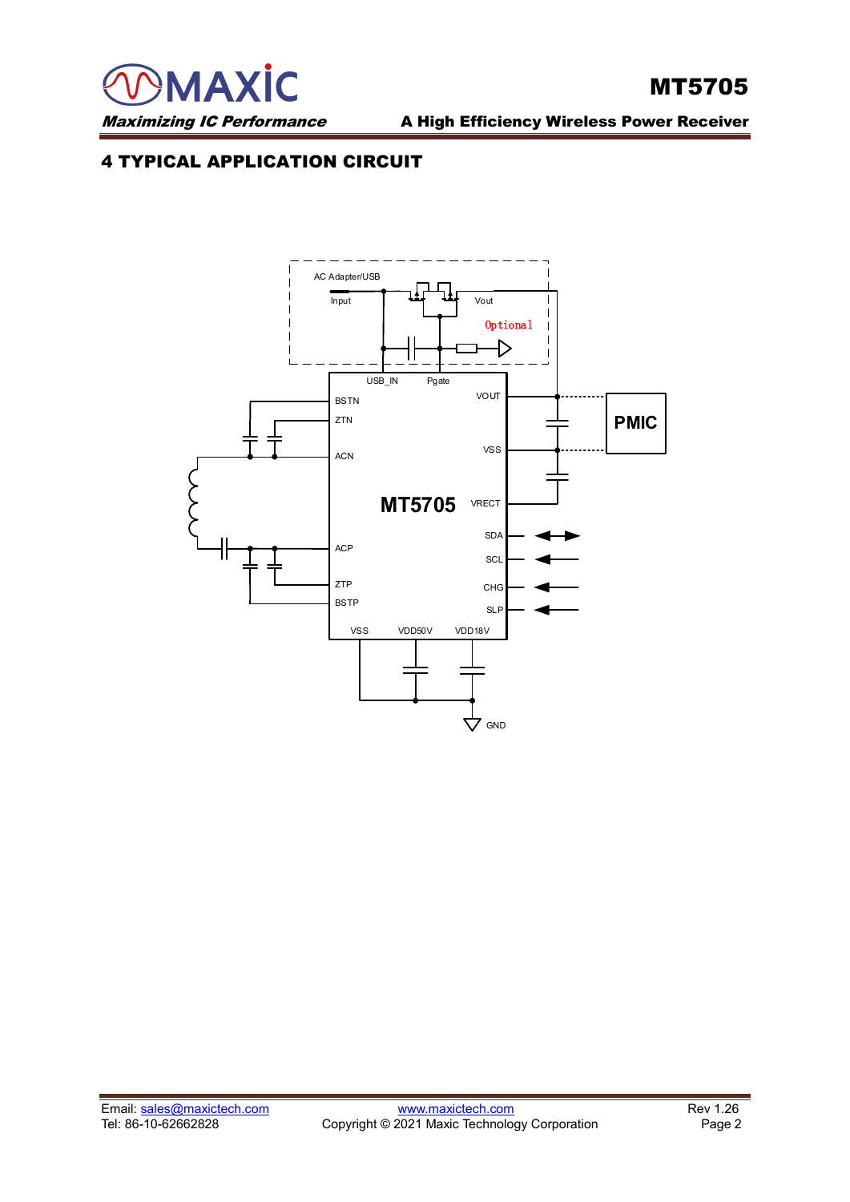# 4 TYPICAL APPLICATION CIRCUIT

AC Adapter/USB

Input

Vout

Optional

USB_IN

Pgate

BSTN

ZTN

ACN

ACP

ZTP

BSTP

VOUT

VSS

VRECT

SDA

SCL

CHG

SLP

MT5705

VSS

VDD50V

VDD18V

PMIC

GND